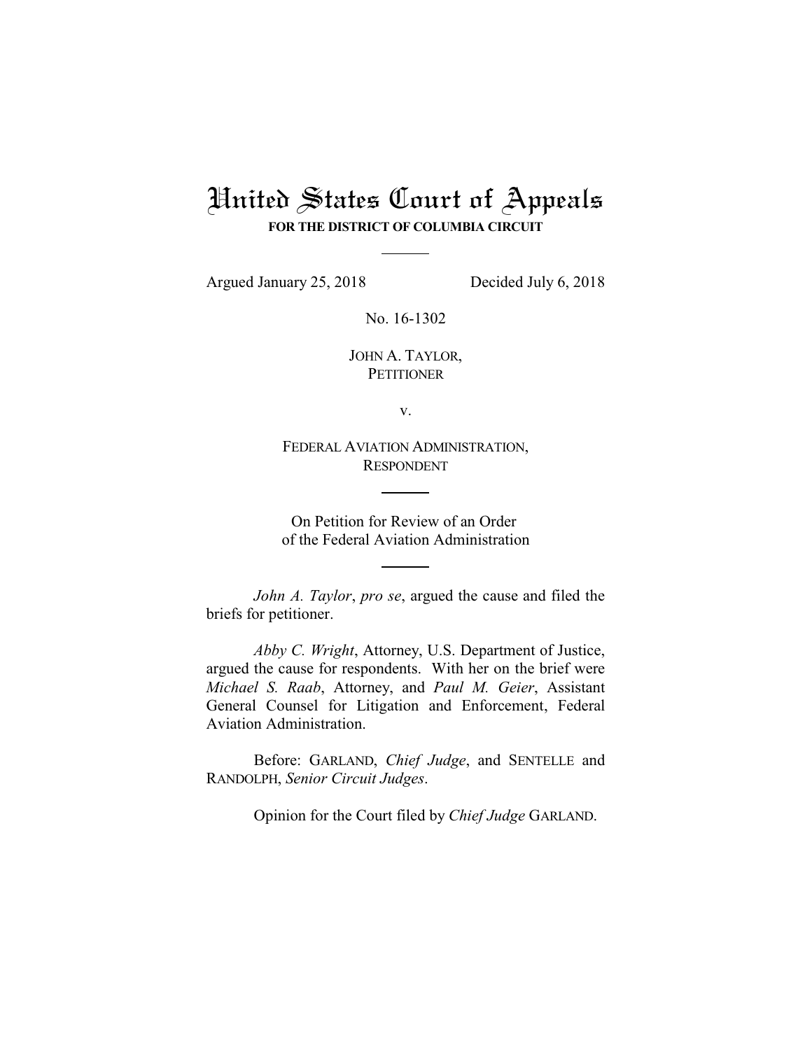# United States Court of Appeals

**FOR THE DISTRICT OF COLUMBIA CIRCUIT**

---

Argued January 25, 2018 Decided July 6, 2018

No. 16-1302

JOHN A. TAYLOR,
PETITIONER

v.

FEDERAL AVIATION ADMINISTRATION,
RESPONDENT

---

On Petition for Review of an Order
of the Federal Aviation Administration

---

*John A. Taylor*, *pro se*, argued the cause and filed the briefs for petitioner.

*Abby C. Wright*, Attorney, U.S. Department of Justice, argued the cause for respondents. With her on the brief were *Michael S. Raab*, Attorney, and *Paul M. Geier*, Assistant General Counsel for Litigation and Enforcement, Federal Aviation Administration.

Before: GARLAND, *Chief Judge*, and SENTELLE and RANDOLPH, *Senior Circuit Judges*.

Opinion for the Court filed by *Chief Judge* GARLAND.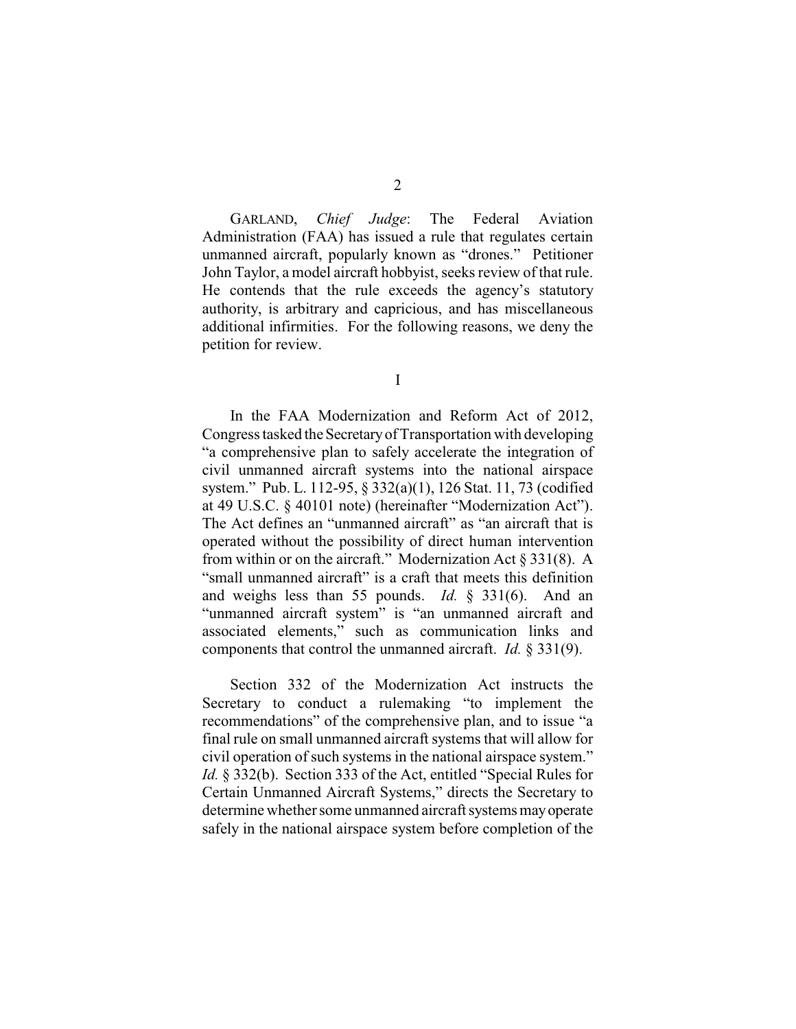GARLAND, *Chief Judge*: The Federal Aviation Administration (FAA) has issued a rule that regulates certain unmanned aircraft, popularly known as "drones." Petitioner John Taylor, a model aircraft hobbyist, seeks review of that rule. He contends that the rule exceeds the agency's statutory authority, is arbitrary and capricious, and has miscellaneous additional infirmities. For the following reasons, we deny the petition for review.

## I

In the FAA Modernization and Reform Act of 2012, Congress tasked the Secretary of Transportation with developing "a comprehensive plan to safely accelerate the integration of civil unmanned aircraft systems into the national airspace system." Pub. L. 112-95, § 332(a)(1), 126 Stat. 11, 73 (codified at 49 U.S.C. § 40101 note) (hereinafter "Modernization Act"). The Act defines an "unmanned aircraft" as "an aircraft that is operated without the possibility of direct human intervention from within or on the aircraft." Modernization Act § 331(8). A "small unmanned aircraft" is a craft that meets this definition and weighs less than 55 pounds. *Id.* § 331(6). And an "unmanned aircraft system" is "an unmanned aircraft and associated elements," such as communication links and components that control the unmanned aircraft. *Id.* § 331(9).

Section 332 of the Modernization Act instructs the Secretary to conduct a rulemaking "to implement the recommendations" of the comprehensive plan, and to issue "a final rule on small unmanned aircraft systems that will allow for civil operation of such systems in the national airspace system." *Id.* § 332(b). Section 333 of the Act, entitled "Special Rules for Certain Unmanned Aircraft Systems," directs the Secretary to determine whether some unmanned aircraft systems may operate safely in the national airspace system before completion of the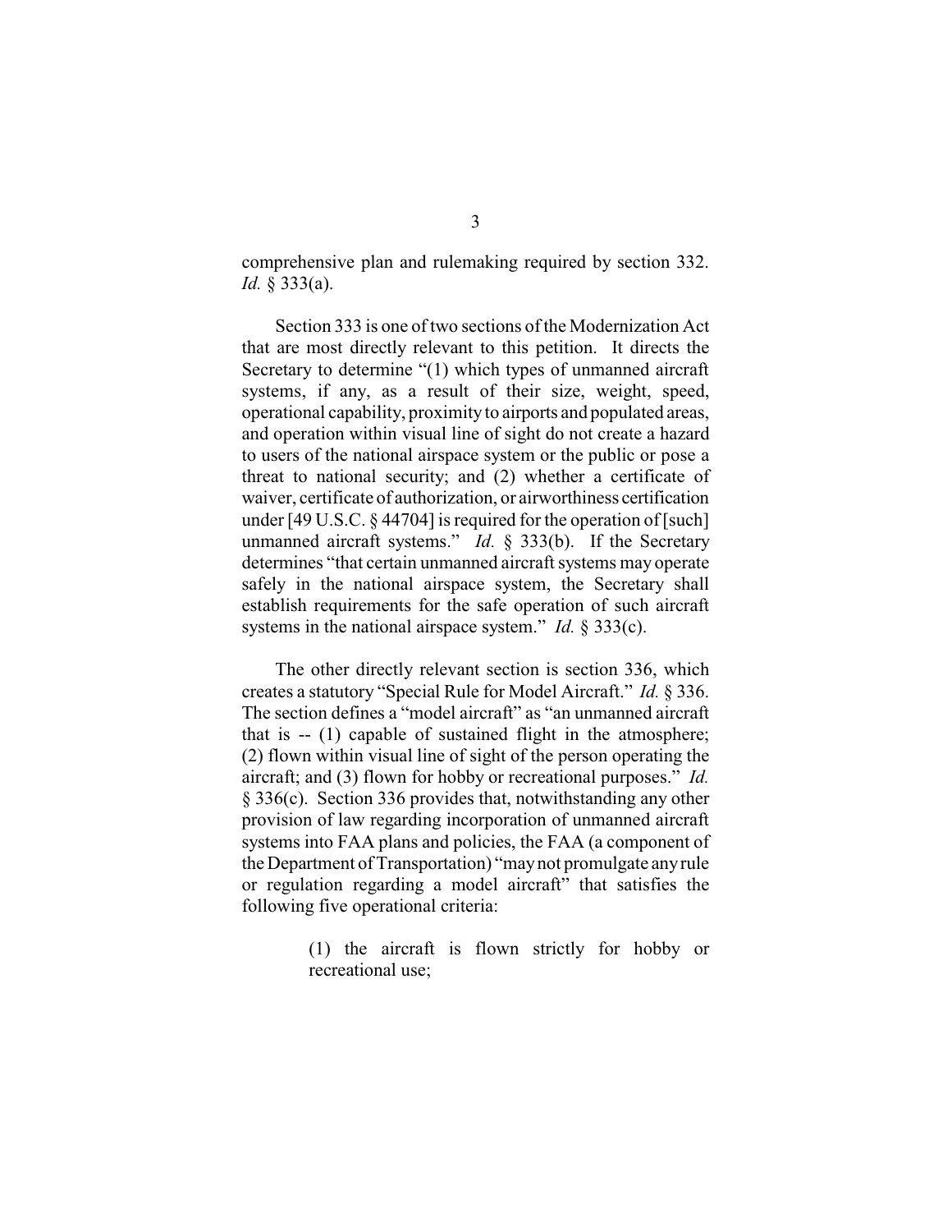comprehensive plan and rulemaking required by section 332. *Id.* § 333(a).

Section 333 is one of two sections of the Modernization Act that are most directly relevant to this petition. It directs the Secretary to determine "(1) which types of unmanned aircraft systems, if any, as a result of their size, weight, speed, operational capability, proximity to airports and populated areas, and operation within visual line of sight do not create a hazard to users of the national airspace system or the public or pose a threat to national security; and (2) whether a certificate of waiver, certificate of authorization, or airworthiness certification under [49 U.S.C. § 44704] is required for the operation of [such] unmanned aircraft systems." *Id.* § 333(b). If the Secretary determines "that certain unmanned aircraft systems may operate safely in the national airspace system, the Secretary shall establish requirements for the safe operation of such aircraft systems in the national airspace system." *Id.* § 333(c).

The other directly relevant section is section 336, which creates a statutory "Special Rule for Model Aircraft." *Id.* § 336. The section defines a "model aircraft" as "an unmanned aircraft that is -- (1) capable of sustained flight in the atmosphere; (2) flown within visual line of sight of the person operating the aircraft; and (3) flown for hobby or recreational purposes." *Id.* § 336(c). Section 336 provides that, notwithstanding any other provision of law regarding incorporation of unmanned aircraft systems into FAA plans and policies, the FAA (a component of the Department of Transportation) "may not promulgate any rule or regulation regarding a model aircraft" that satisfies the following five operational criteria:

> (1) the aircraft is flown strictly for hobby or recreational use;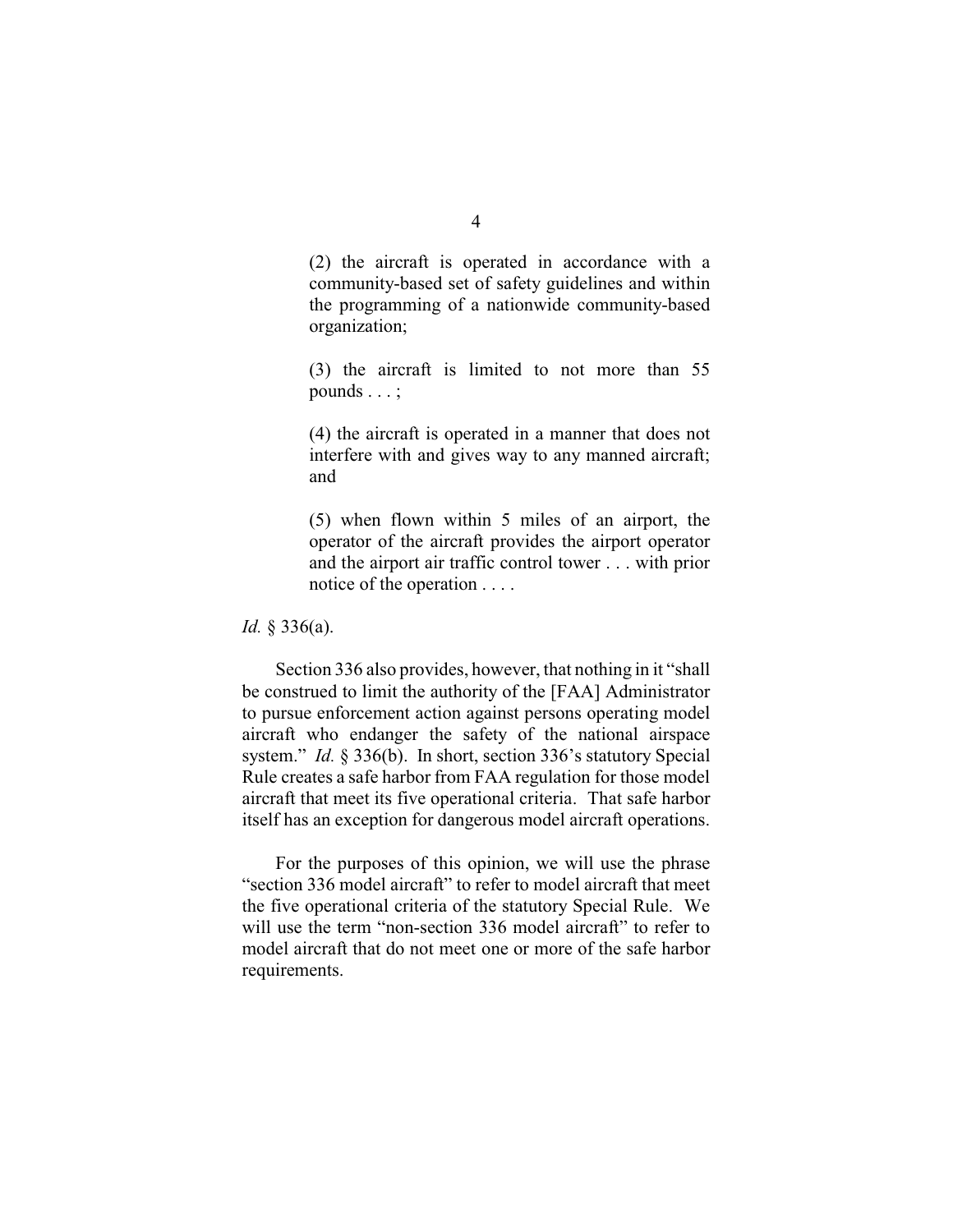> (2) the aircraft is operated in accordance with a community-based set of safety guidelines and within the programming of a nationwide community-based organization;
>
> (3) the aircraft is limited to not more than 55 pounds . . . ;
>
> (4) the aircraft is operated in a manner that does not interfere with and gives way to any manned aircraft; and
>
> (5) when flown within 5 miles of an airport, the operator of the aircraft provides the airport operator and the airport air traffic control tower . . . with prior notice of the operation . . . .

*Id.* § 336(a).

Section 336 also provides, however, that nothing in it "shall be construed to limit the authority of the [FAA] Administrator to pursue enforcement action against persons operating model aircraft who endanger the safety of the national airspace system." *Id.* § 336(b). In short, section 336's statutory Special Rule creates a safe harbor from FAA regulation for those model aircraft that meet its five operational criteria. That safe harbor itself has an exception for dangerous model aircraft operations.

For the purposes of this opinion, we will use the phrase "section 336 model aircraft" to refer to model aircraft that meet the five operational criteria of the statutory Special Rule. We will use the term "non-section 336 model aircraft" to refer to model aircraft that do not meet one or more of the safe harbor requirements.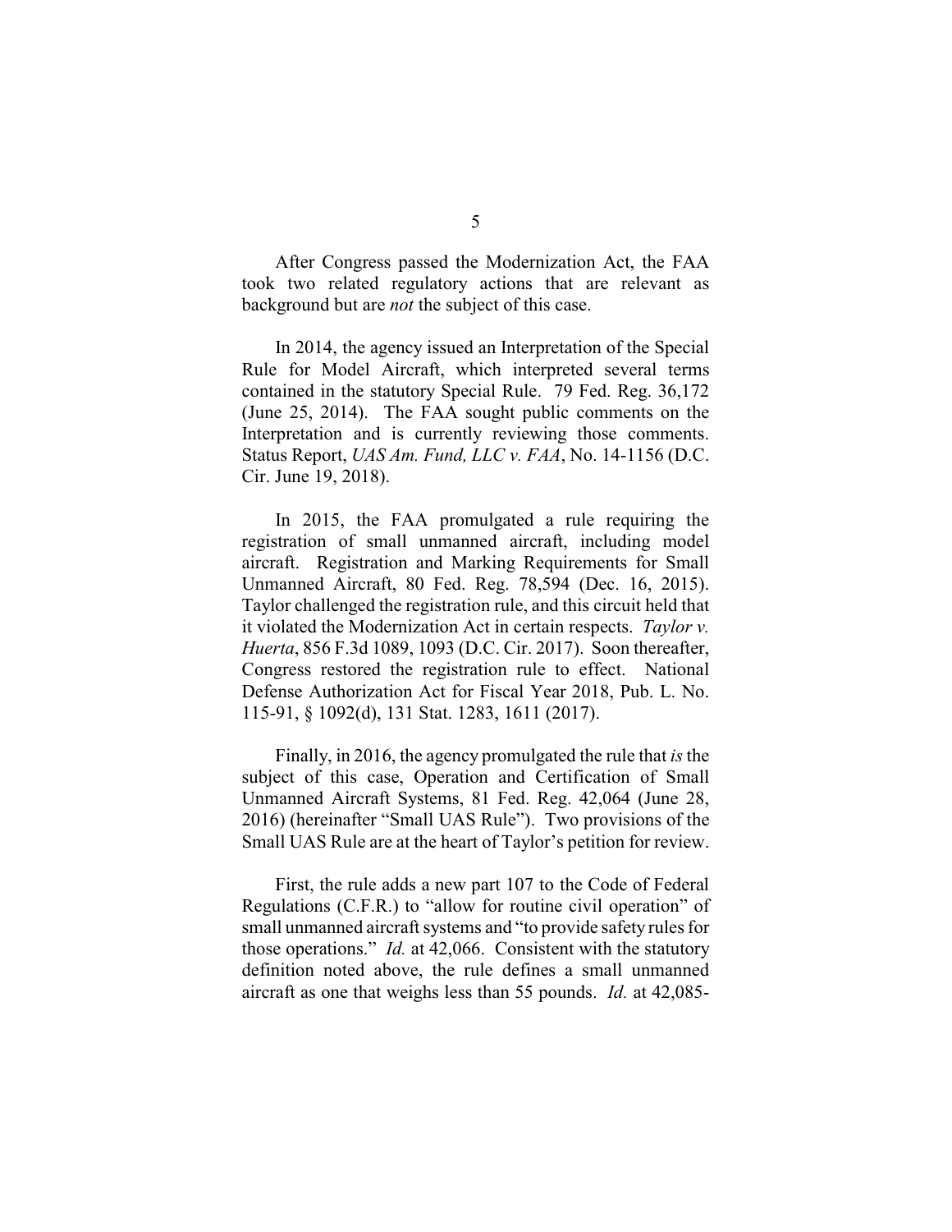After Congress passed the Modernization Act, the FAA took two related regulatory actions that are relevant as background but are *not* the subject of this case.

In 2014, the agency issued an Interpretation of the Special Rule for Model Aircraft, which interpreted several terms contained in the statutory Special Rule. 79 Fed. Reg. 36,172 (June 25, 2014). The FAA sought public comments on the Interpretation and is currently reviewing those comments. Status Report, *UAS Am. Fund, LLC v. FAA*, No. 14-1156 (D.C. Cir. June 19, 2018).

In 2015, the FAA promulgated a rule requiring the registration of small unmanned aircraft, including model aircraft. Registration and Marking Requirements for Small Unmanned Aircraft, 80 Fed. Reg. 78,594 (Dec. 16, 2015). Taylor challenged the registration rule, and this circuit held that it violated the Modernization Act in certain respects. *Taylor v. Huerta*, 856 F.3d 1089, 1093 (D.C. Cir. 2017). Soon thereafter, Congress restored the registration rule to effect. National Defense Authorization Act for Fiscal Year 2018, Pub. L. No. 115-91, § 1092(d), 131 Stat. 1283, 1611 (2017).

Finally, in 2016, the agency promulgated the rule that *is* the subject of this case, Operation and Certification of Small Unmanned Aircraft Systems, 81 Fed. Reg. 42,064 (June 28, 2016) (hereinafter "Small UAS Rule"). Two provisions of the Small UAS Rule are at the heart of Taylor's petition for review.

First, the rule adds a new part 107 to the Code of Federal Regulations (C.F.R.) to "allow for routine civil operation" of small unmanned aircraft systems and "to provide safety rules for those operations." *Id.* at 42,066. Consistent with the statutory definition noted above, the rule defines a small unmanned aircraft as one that weighs less than 55 pounds. *Id.* at 42,085-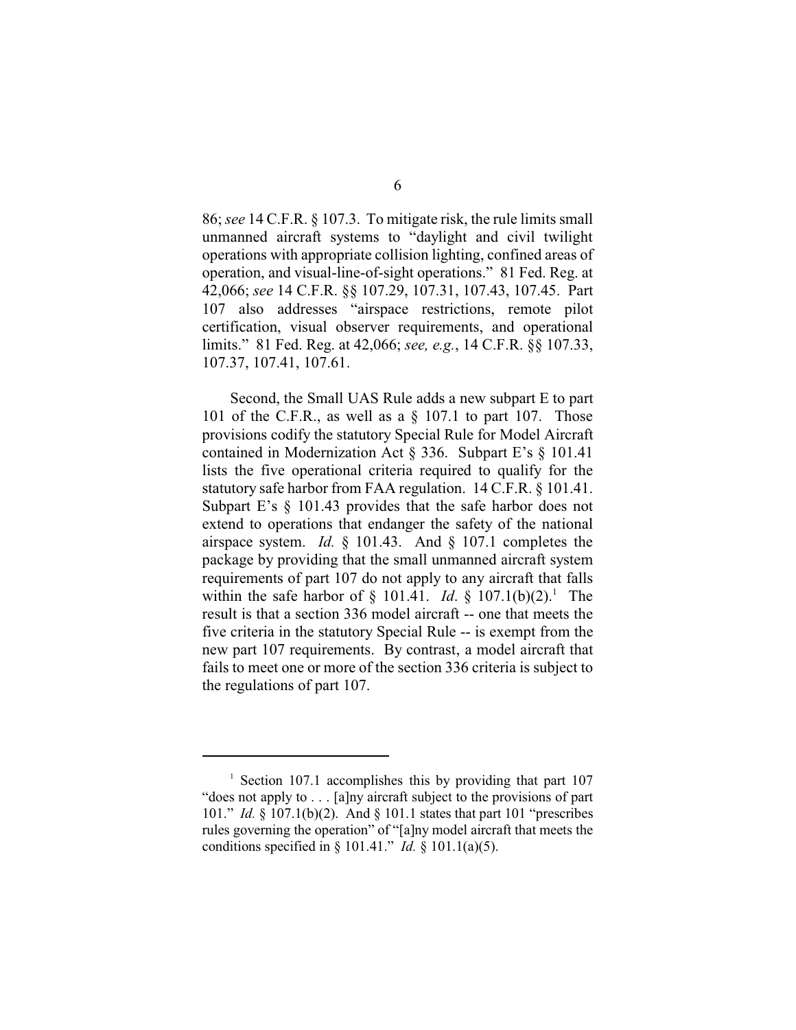86; *see* 14 C.F.R. § 107.3. To mitigate risk, the rule limits small unmanned aircraft systems to "daylight and civil twilight operations with appropriate collision lighting, confined areas of operation, and visual-line-of-sight operations." 81 Fed. Reg. at 42,066; *see* 14 C.F.R. §§ 107.29, 107.31, 107.43, 107.45. Part 107 also addresses "airspace restrictions, remote pilot certification, visual observer requirements, and operational limits." 81 Fed. Reg. at 42,066; *see, e.g.*, 14 C.F.R. §§ 107.33, 107.37, 107.41, 107.61.

Second, the Small UAS Rule adds a new subpart E to part 101 of the C.F.R., as well as a § 107.1 to part 107. Those provisions codify the statutory Special Rule for Model Aircraft contained in Modernization Act § 336. Subpart E's § 101.41 lists the five operational criteria required to qualify for the statutory safe harbor from FAA regulation. 14 C.F.R. § 101.41. Subpart E's § 101.43 provides that the safe harbor does not extend to operations that endanger the safety of the national airspace system. *Id.* § 101.43. And § 107.1 completes the package by providing that the small unmanned aircraft system requirements of part 107 do not apply to any aircraft that falls within the safe harbor of § 101.41. *Id*. § 107.1(b)(2).[1] The result is that a section 336 model aircraft -- one that meets the five criteria in the statutory Special Rule -- is exempt from the new part 107 requirements. By contrast, a model aircraft that fails to meet one or more of the section 336 criteria is subject to the regulations of part 107.

[1] Section 107.1 accomplishes this by providing that part 107 "does not apply to . . . [a]ny aircraft subject to the provisions of part 101." *Id.* § 107.1(b)(2). And § 101.1 states that part 101 "prescribes rules governing the operation" of "[a]ny model aircraft that meets the conditions specified in § 101.41." *Id.* § 101.1(a)(5).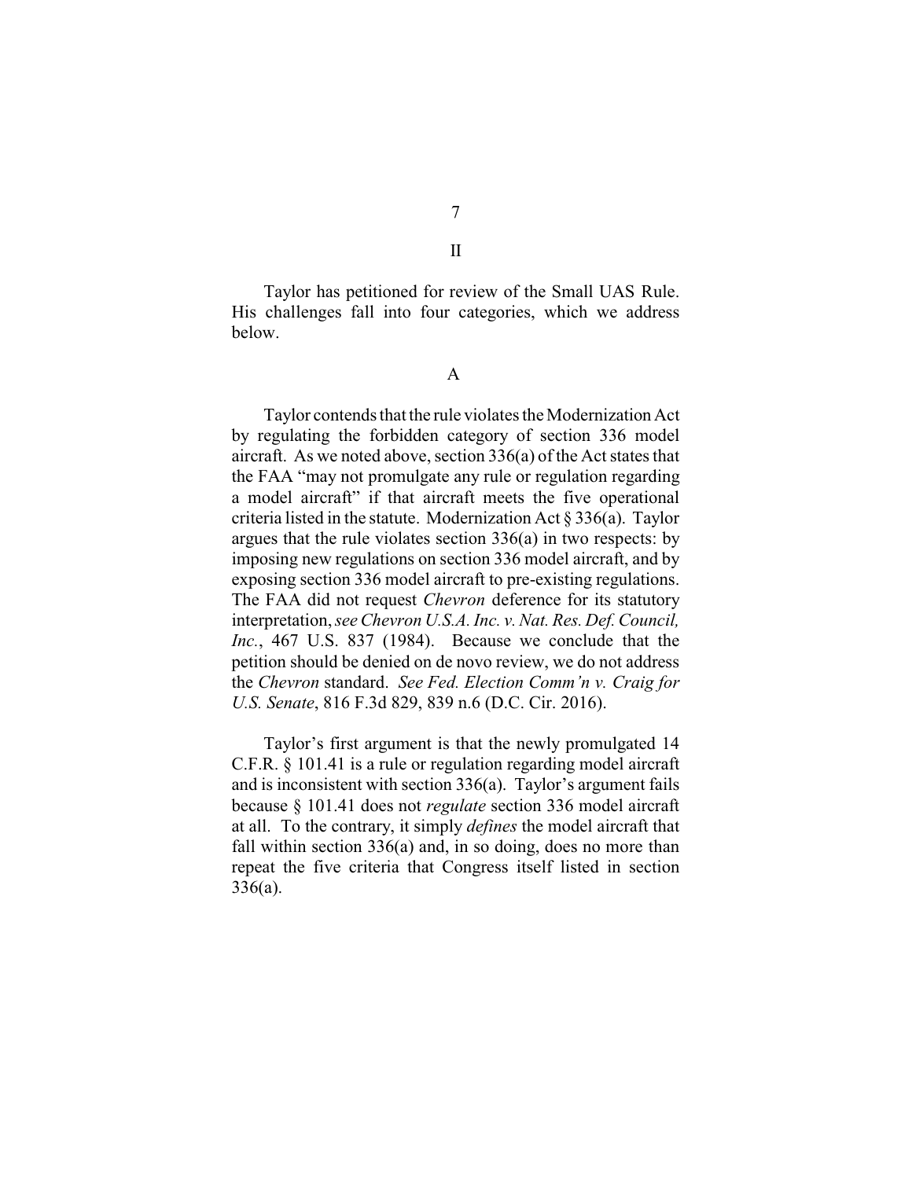## II

Taylor has petitioned for review of the Small UAS Rule. His challenges fall into four categories, which we address below.

### A

Taylor contends that the rule violates the Modernization Act by regulating the forbidden category of section 336 model aircraft. As we noted above, section 336(a) of the Act states that the FAA "may not promulgate any rule or regulation regarding a model aircraft" if that aircraft meets the five operational criteria listed in the statute. Modernization Act § 336(a). Taylor argues that the rule violates section 336(a) in two respects: by imposing new regulations on section 336 model aircraft, and by exposing section 336 model aircraft to pre-existing regulations. The FAA did not request *Chevron* deference for its statutory interpretation, *see Chevron U.S.A. Inc. v. Nat. Res. Def. Council, Inc.*, 467 U.S. 837 (1984). Because we conclude that the petition should be denied on de novo review, we do not address the *Chevron* standard. *See Fed. Election Comm'n v. Craig for U.S. Senate*, 816 F.3d 829, 839 n.6 (D.C. Cir. 2016).

Taylor's first argument is that the newly promulgated 14 C.F.R. § 101.41 is a rule or regulation regarding model aircraft and is inconsistent with section 336(a). Taylor's argument fails because § 101.41 does not *regulate* section 336 model aircraft at all. To the contrary, it simply *defines* the model aircraft that fall within section 336(a) and, in so doing, does no more than repeat the five criteria that Congress itself listed in section 336(a).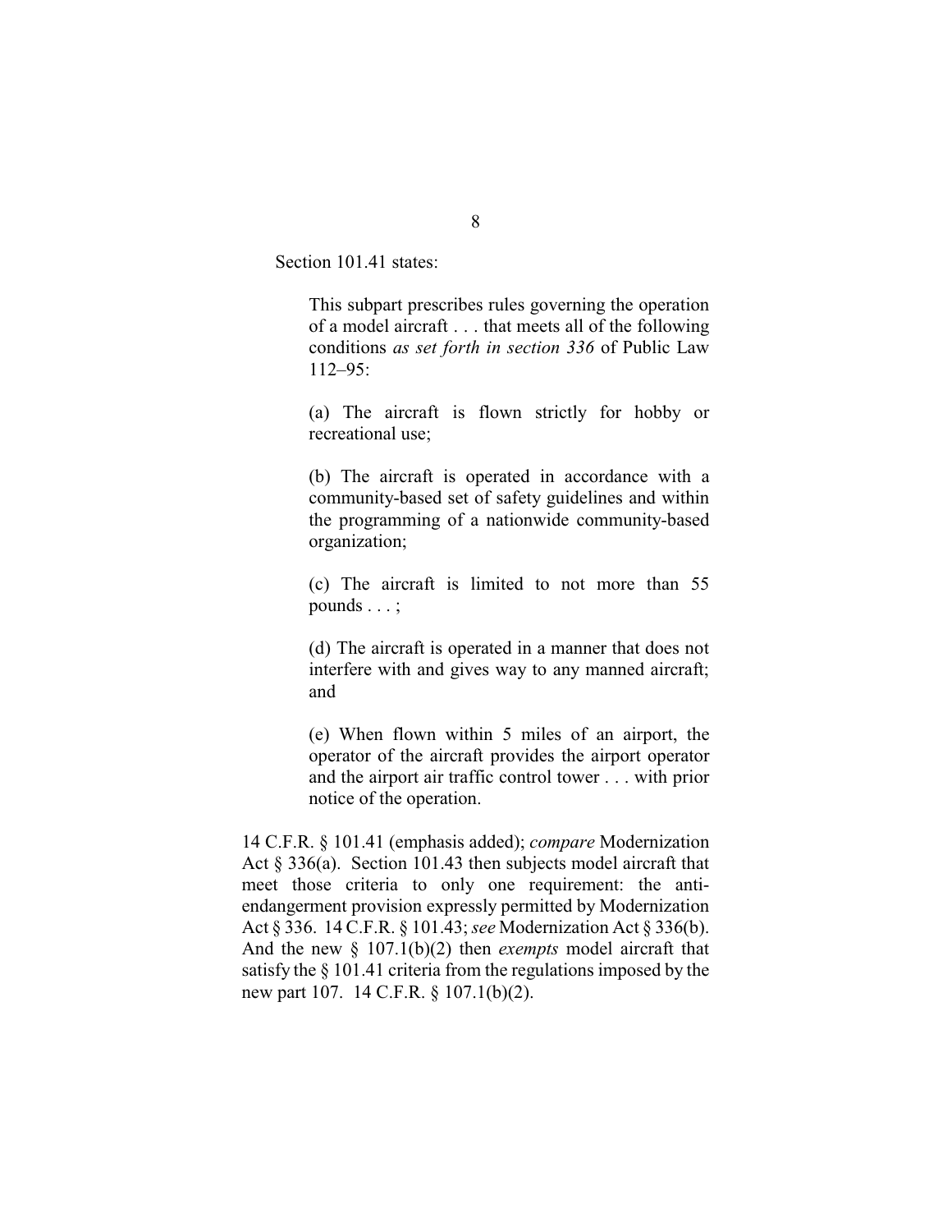Section 101.41 states:

> This subpart prescribes rules governing the operation of a model aircraft . . . that meets all of the following conditions *as set forth in section 336* of Public Law 112–95:
>
> (a) The aircraft is flown strictly for hobby or recreational use;
>
> (b) The aircraft is operated in accordance with a community-based set of safety guidelines and within the programming of a nationwide community-based organization;
>
> (c) The aircraft is limited to not more than 55 pounds . . . ;
>
> (d) The aircraft is operated in a manner that does not interfere with and gives way to any manned aircraft; and
>
> (e) When flown within 5 miles of an airport, the operator of the aircraft provides the airport operator and the airport air traffic control tower . . . with prior notice of the operation.

14 C.F.R. § 101.41 (emphasis added); *compare* Modernization Act § 336(a). Section 101.43 then subjects model aircraft that meet those criteria to only one requirement: the anti-endangerment provision expressly permitted by Modernization Act § 336. 14 C.F.R. § 101.43; *see* Modernization Act § 336(b). And the new § 107.1(b)(2) then *exempts* model aircraft that satisfy the § 101.41 criteria from the regulations imposed by the new part 107. 14 C.F.R. § 107.1(b)(2).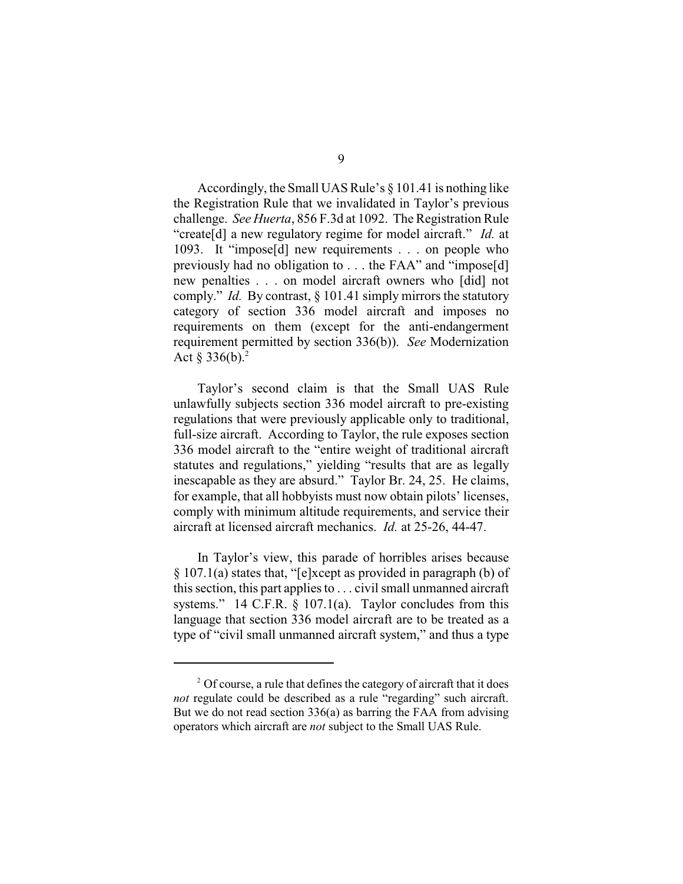Accordingly, the Small UAS Rule's § 101.41 is nothing like the Registration Rule that we invalidated in Taylor's previous challenge. *See Huerta*, 856 F.3d at 1092. The Registration Rule "create[d] a new regulatory regime for model aircraft." *Id.* at 1093. It "impose[d] new requirements . . . on people who previously had no obligation to . . . the FAA" and "impose[d] new penalties . . . on model aircraft owners who [did] not comply." *Id.* By contrast, § 101.41 simply mirrors the statutory category of section 336 model aircraft and imposes no requirements on them (except for the anti-endangerment requirement permitted by section 336(b)). *See* Modernization Act § 336(b).[2]

Taylor's second claim is that the Small UAS Rule unlawfully subjects section 336 model aircraft to pre-existing regulations that were previously applicable only to traditional, full-size aircraft. According to Taylor, the rule exposes section 336 model aircraft to the "entire weight of traditional aircraft statutes and regulations," yielding "results that are as legally inescapable as they are absurd." Taylor Br. 24, 25. He claims, for example, that all hobbyists must now obtain pilots' licenses, comply with minimum altitude requirements, and service their aircraft at licensed aircraft mechanics. *Id.* at 25-26, 44-47.

In Taylor's view, this parade of horribles arises because § 107.1(a) states that, "[e]xcept as provided in paragraph (b) of this section, this part applies to . . . civil small unmanned aircraft systems." 14 C.F.R. § 107.1(a). Taylor concludes from this language that section 336 model aircraft are to be treated as a type of "civil small unmanned aircraft system," and thus a type

---

[2] Of course, a rule that defines the category of aircraft that it does *not* regulate could be described as a rule "regarding" such aircraft. But we do not read section 336(a) as barring the FAA from advising operators which aircraft are *not* subject to the Small UAS Rule.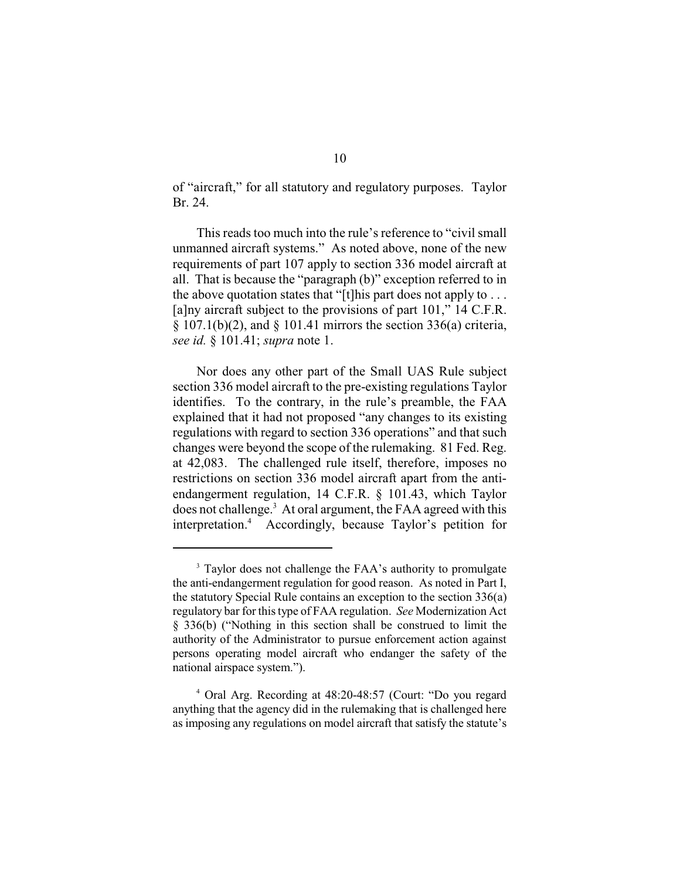of "aircraft," for all statutory and regulatory purposes. Taylor Br. 24.

This reads too much into the rule's reference to "civil small unmanned aircraft systems." As noted above, none of the new requirements of part 107 apply to section 336 model aircraft at all. That is because the "paragraph (b)" exception referred to in the above quotation states that "[t]his part does not apply to . . . [a]ny aircraft subject to the provisions of part 101," 14 C.F.R. § 107.1(b)(2), and § 101.41 mirrors the section 336(a) criteria, *see id.* § 101.41; *supra* note 1.

Nor does any other part of the Small UAS Rule subject section 336 model aircraft to the pre-existing regulations Taylor identifies. To the contrary, in the rule's preamble, the FAA explained that it had not proposed "any changes to its existing regulations with regard to section 336 operations" and that such changes were beyond the scope of the rulemaking. 81 Fed. Reg. at 42,083. The challenged rule itself, therefore, imposes no restrictions on section 336 model aircraft apart from the anti-endangerment regulation, 14 C.F.R. § 101.43, which Taylor does not challenge.[3] At oral argument, the FAA agreed with this interpretation.[4] Accordingly, because Taylor's petition for

---

[3] Taylor does not challenge the FAA's authority to promulgate the anti-endangerment regulation for good reason. As noted in Part I, the statutory Special Rule contains an exception to the section 336(a) regulatory bar for this type of FAA regulation. *See* Modernization Act § 336(b) ("Nothing in this section shall be construed to limit the authority of the Administrator to pursue enforcement action against persons operating model aircraft who endanger the safety of the national airspace system.").

[4] Oral Arg. Recording at 48:20-48:57 (Court: "Do you regard anything that the agency did in the rulemaking that is challenged here as imposing any regulations on model aircraft that satisfy the statute's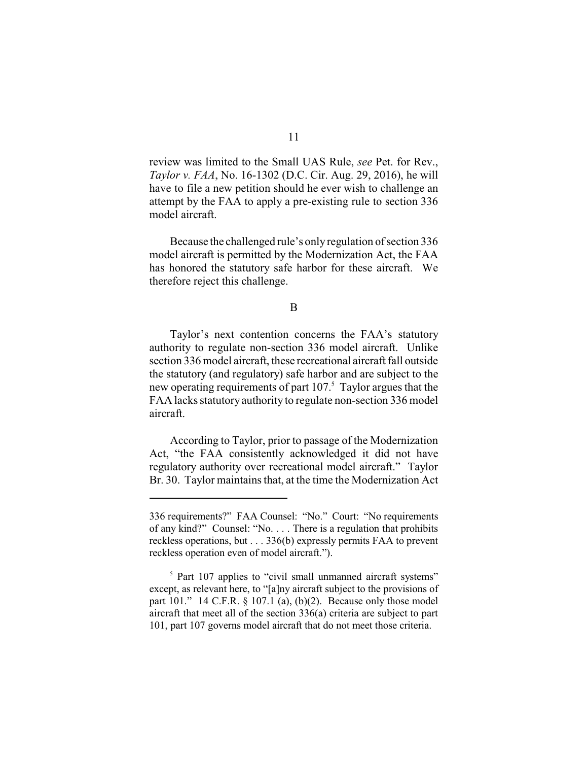review was limited to the Small UAS Rule, *see* Pet. for Rev., *Taylor v. FAA*, No. 16-1302 (D.C. Cir. Aug. 29, 2016), he will have to file a new petition should he ever wish to challenge an attempt by the FAA to apply a pre-existing rule to section 336 model aircraft.

Because the challenged rule's only regulation of section 336 model aircraft is permitted by the Modernization Act, the FAA has honored the statutory safe harbor for these aircraft. We therefore reject this challenge.

## B

Taylor's next contention concerns the FAA's statutory authority to regulate non-section 336 model aircraft. Unlike section 336 model aircraft, these recreational aircraft fall outside the statutory (and regulatory) safe harbor and are subject to the new operating requirements of part 107.[5] Taylor argues that the FAA lacks statutory authority to regulate non-section 336 model aircraft.

According to Taylor, prior to passage of the Modernization Act, "the FAA consistently acknowledged it did not have regulatory authority over recreational model aircraft." Taylor Br. 30. Taylor maintains that, at the time the Modernization Act

---

336 requirements?" FAA Counsel: "No." Court: "No requirements of any kind?" Counsel: "No. . . . There is a regulation that prohibits reckless operations, but . . . 336(b) expressly permits FAA to prevent reckless operation even of model aircraft.").

[5] Part 107 applies to "civil small unmanned aircraft systems" except, as relevant here, to "[a]ny aircraft subject to the provisions of part 101." 14 C.F.R. § 107.1 (a), (b)(2). Because only those model aircraft that meet all of the section 336(a) criteria are subject to part 101, part 107 governs model aircraft that do not meet those criteria.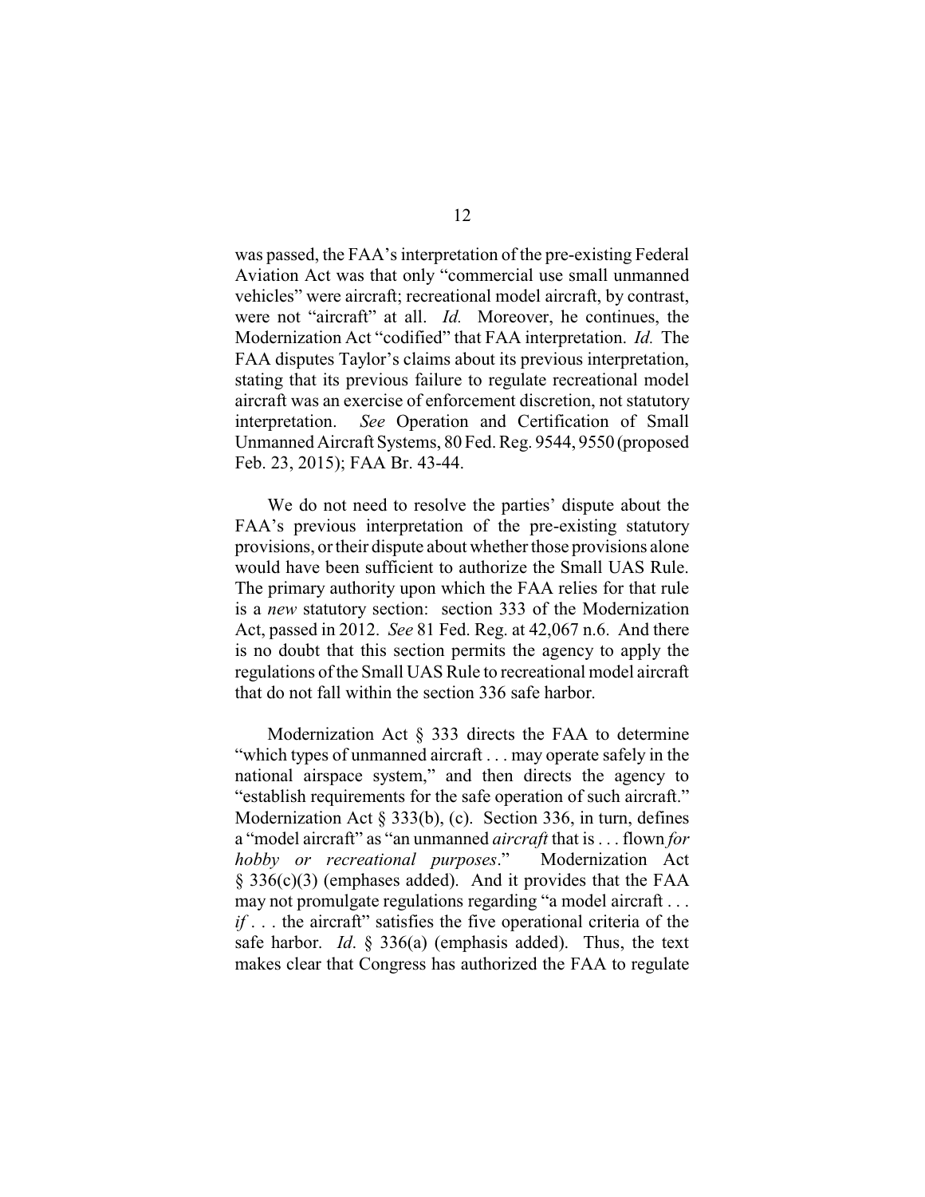was passed, the FAA's interpretation of the pre-existing Federal Aviation Act was that only "commercial use small unmanned vehicles" were aircraft; recreational model aircraft, by contrast, were not "aircraft" at all. *Id.* Moreover, he continues, the Modernization Act "codified" that FAA interpretation. *Id.* The FAA disputes Taylor's claims about its previous interpretation, stating that its previous failure to regulate recreational model aircraft was an exercise of enforcement discretion, not statutory interpretation. *See* Operation and Certification of Small Unmanned Aircraft Systems, 80 Fed. Reg. 9544, 9550 (proposed Feb. 23, 2015); FAA Br. 43-44.

We do not need to resolve the parties' dispute about the FAA's previous interpretation of the pre-existing statutory provisions, or their dispute about whether those provisions alone would have been sufficient to authorize the Small UAS Rule. The primary authority upon which the FAA relies for that rule is a *new* statutory section: section 333 of the Modernization Act, passed in 2012. *See* 81 Fed. Reg. at 42,067 n.6. And there is no doubt that this section permits the agency to apply the regulations of the Small UAS Rule to recreational model aircraft that do not fall within the section 336 safe harbor.

Modernization Act § 333 directs the FAA to determine "which types of unmanned aircraft . . . may operate safely in the national airspace system," and then directs the agency to "establish requirements for the safe operation of such aircraft." Modernization Act § 333(b), (c). Section 336, in turn, defines a "model aircraft" as "an unmanned *aircraft* that is . . . flown *for hobby or recreational purposes*." Modernization Act § 336(c)(3) (emphases added). And it provides that the FAA may not promulgate regulations regarding "a model aircraft . . . *if* . . . the aircraft" satisfies the five operational criteria of the safe harbor. *Id*. § 336(a) (emphasis added). Thus, the text makes clear that Congress has authorized the FAA to regulate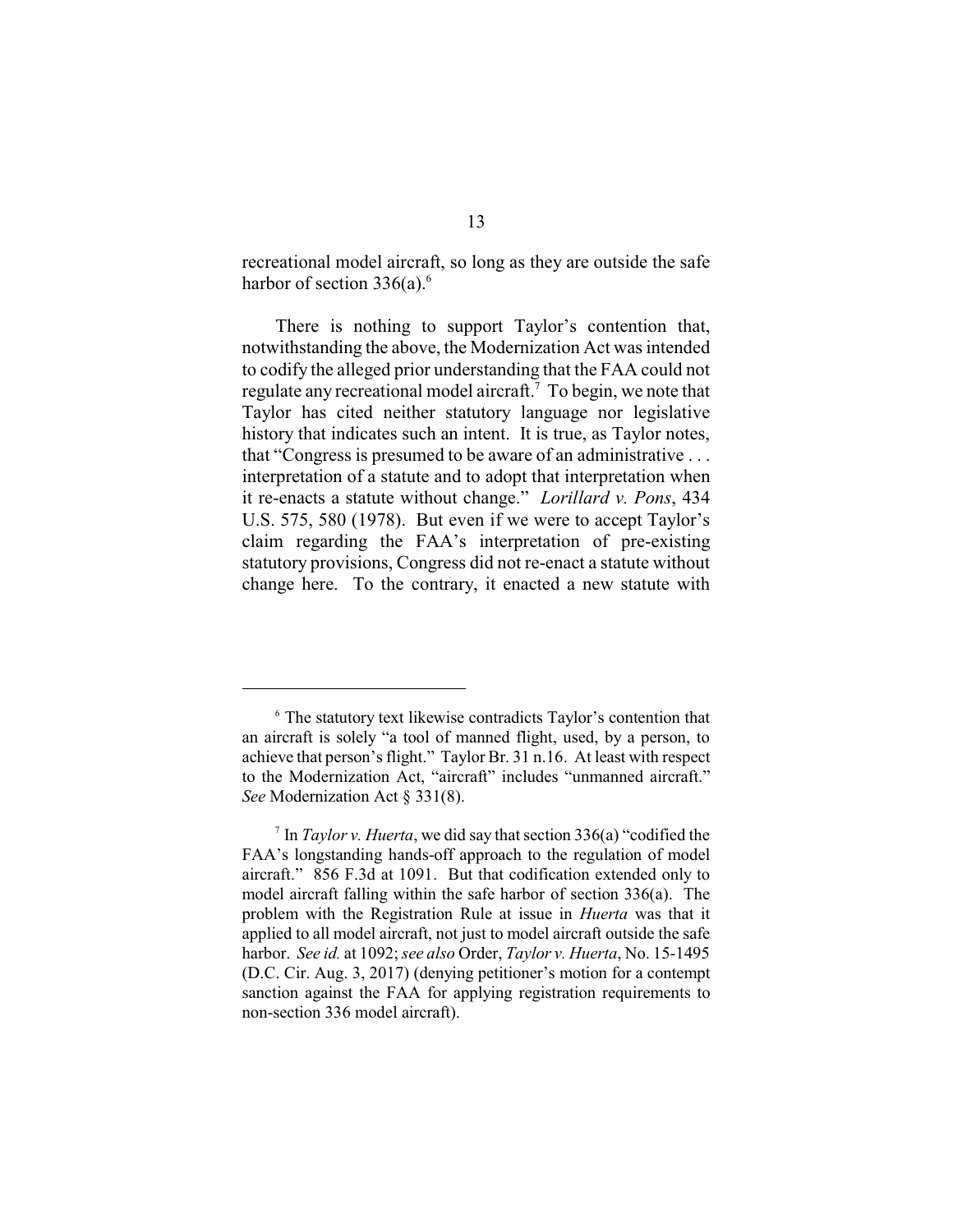recreational model aircraft, so long as they are outside the safe harbor of section 336(a).[6]

There is nothing to support Taylor's contention that, notwithstanding the above, the Modernization Act was intended to codify the alleged prior understanding that the FAA could not regulate any recreational model aircraft.[7] To begin, we note that Taylor has cited neither statutory language nor legislative history that indicates such an intent. It is true, as Taylor notes, that "Congress is presumed to be aware of an administrative . . . interpretation of a statute and to adopt that interpretation when it re-enacts a statute without change." *Lorillard v. Pons*, 434 U.S. 575, 580 (1978). But even if we were to accept Taylor's claim regarding the FAA's interpretation of pre-existing statutory provisions, Congress did not re-enact a statute without change here. To the contrary, it enacted a new statute with

---

[6] The statutory text likewise contradicts Taylor's contention that an aircraft is solely "a tool of manned flight, used, by a person, to achieve that person's flight." Taylor Br. 31 n.16. At least with respect to the Modernization Act, "aircraft" includes "unmanned aircraft." *See* Modernization Act § 331(8).

[7] In *Taylor v. Huerta*, we did say that section 336(a) "codified the FAA's longstanding hands-off approach to the regulation of model aircraft." 856 F.3d at 1091. But that codification extended only to model aircraft falling within the safe harbor of section 336(a). The problem with the Registration Rule at issue in *Huerta* was that it applied to all model aircraft, not just to model aircraft outside the safe harbor. *See id.* at 1092; *see also* Order, *Taylor v. Huerta*, No. 15-1495 (D.C. Cir. Aug. 3, 2017) (denying petitioner's motion for a contempt sanction against the FAA for applying registration requirements to non-section 336 model aircraft).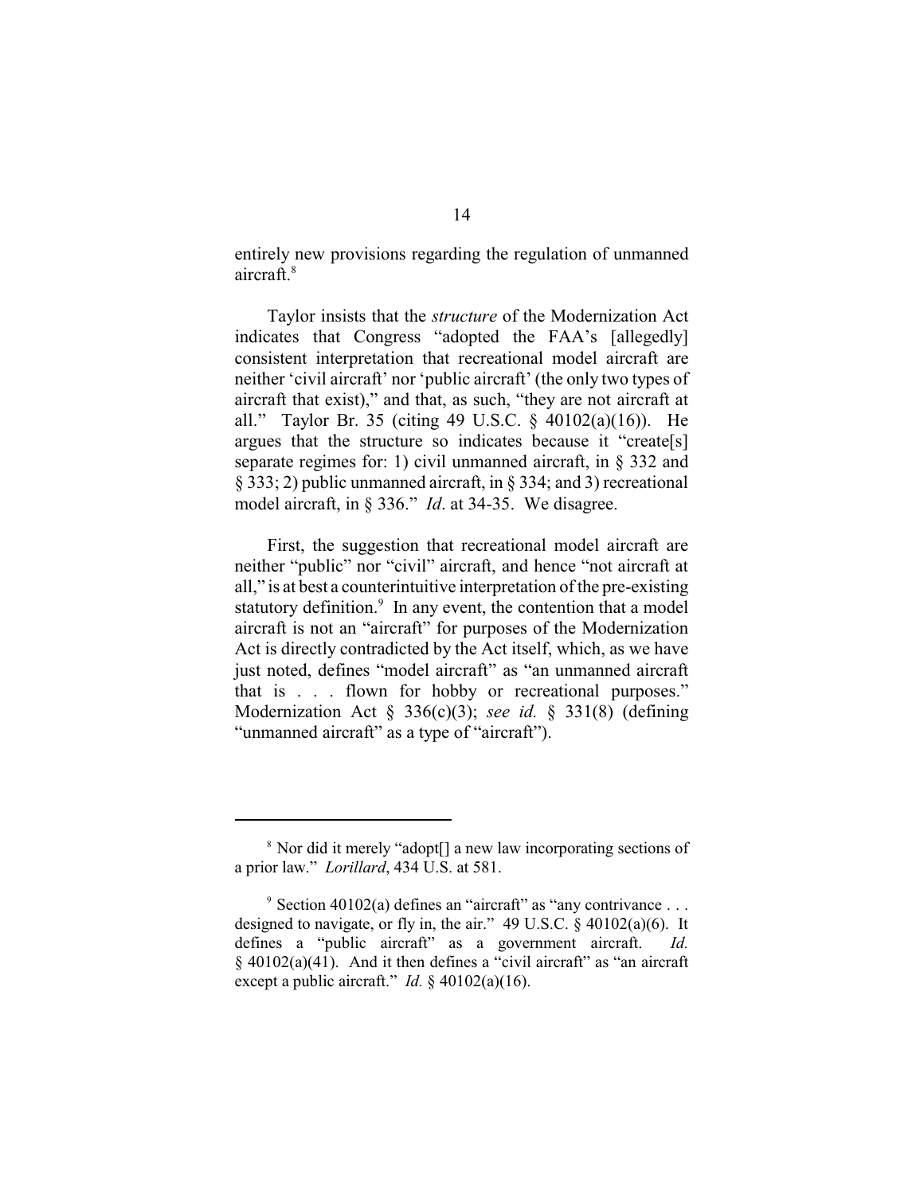entirely new provisions regarding the regulation of unmanned aircraft.[8]

Taylor insists that the *structure* of the Modernization Act indicates that Congress "adopted the FAA's [allegedly] consistent interpretation that recreational model aircraft are neither 'civil aircraft' nor 'public aircraft' (the only two types of aircraft that exist)," and that, as such, "they are not aircraft at all." Taylor Br. 35 (citing 49 U.S.C. § 40102(a)(16)). He argues that the structure so indicates because it "create[s] separate regimes for: 1) civil unmanned aircraft, in § 332 and § 333; 2) public unmanned aircraft, in § 334; and 3) recreational model aircraft, in § 336." *Id*. at 34-35. We disagree.

First, the suggestion that recreational model aircraft are neither "public" nor "civil" aircraft, and hence "not aircraft at all," is at best a counterintuitive interpretation of the pre-existing statutory definition.[9] In any event, the contention that a model aircraft is not an "aircraft" for purposes of the Modernization Act is directly contradicted by the Act itself, which, as we have just noted, defines "model aircraft" as "an unmanned aircraft that is . . . flown for hobby or recreational purposes." Modernization Act § 336(c)(3); *see id.* § 331(8) (defining "unmanned aircraft" as a type of "aircraft").

---

[8] Nor did it merely "adopt[] a new law incorporating sections of a prior law." *Lorillard*, 434 U.S. at 581.

[9] Section 40102(a) defines an "aircraft" as "any contrivance . . . designed to navigate, or fly in, the air." 49 U.S.C. § 40102(a)(6). It defines a "public aircraft" as a government aircraft. *Id.* § 40102(a)(41). And it then defines a "civil aircraft" as "an aircraft except a public aircraft." *Id.* § 40102(a)(16).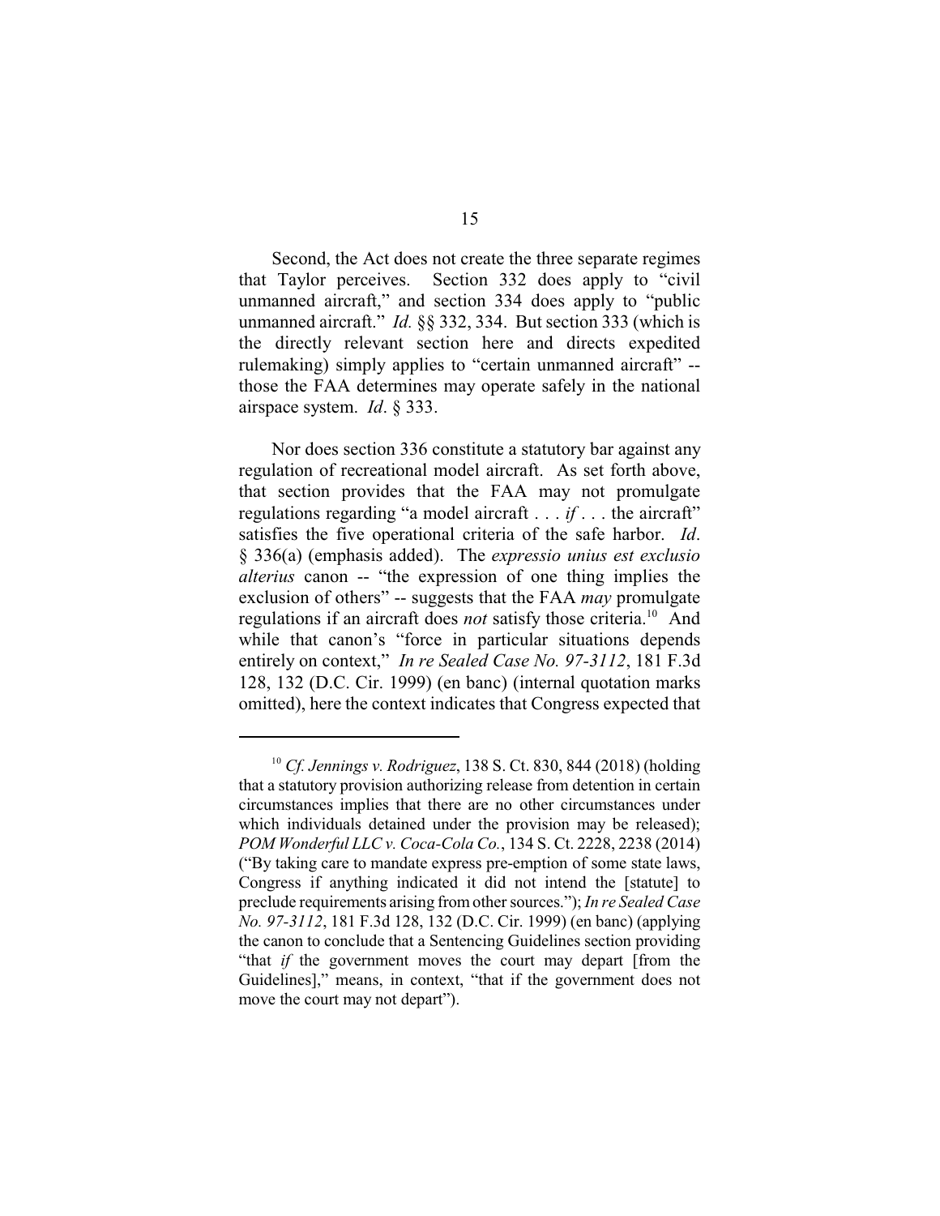Second, the Act does not create the three separate regimes that Taylor perceives. Section 332 does apply to "civil unmanned aircraft," and section 334 does apply to "public unmanned aircraft." *Id.* §§ 332, 334. But section 333 (which is the directly relevant section here and directs expedited rulemaking) simply applies to "certain unmanned aircraft" -- those the FAA determines may operate safely in the national airspace system. *Id*. § 333.

Nor does section 336 constitute a statutory bar against any regulation of recreational model aircraft. As set forth above, that section provides that the FAA may not promulgate regulations regarding "a model aircraft . . . *if* . . . the aircraft" satisfies the five operational criteria of the safe harbor. *Id*. § 336(a) (emphasis added). The *expressio unius est exclusio alterius* canon -- "the expression of one thing implies the exclusion of others" -- suggests that the FAA *may* promulgate regulations if an aircraft does *not* satisfy those criteria.[10] And while that canon's "force in particular situations depends entirely on context," *In re Sealed Case No. 97-3112*, 181 F.3d 128, 132 (D.C. Cir. 1999) (en banc) (internal quotation marks omitted), here the context indicates that Congress expected that

---

[10] *Cf. Jennings v. Rodriguez*, 138 S. Ct. 830, 844 (2018) (holding that a statutory provision authorizing release from detention in certain circumstances implies that there are no other circumstances under which individuals detained under the provision may be released); *POM Wonderful LLC v. Coca-Cola Co.*, 134 S. Ct. 2228, 2238 (2014) ("By taking care to mandate express pre-emption of some state laws, Congress if anything indicated it did not intend the [statute] to preclude requirements arising from other sources."); *In re Sealed Case No. 97-3112*, 181 F.3d 128, 132 (D.C. Cir. 1999) (en banc) (applying the canon to conclude that a Sentencing Guidelines section providing "that *if* the government moves the court may depart [from the Guidelines]," means, in context, "that if the government does not move the court may not depart").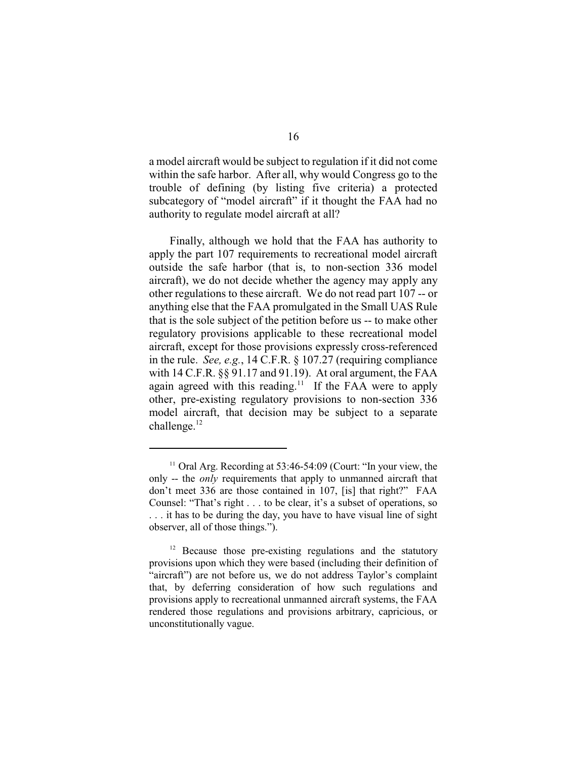a model aircraft would be subject to regulation if it did not come within the safe harbor. After all, why would Congress go to the trouble of defining (by listing five criteria) a protected subcategory of "model aircraft" if it thought the FAA had no authority to regulate model aircraft at all?

Finally, although we hold that the FAA has authority to apply the part 107 requirements to recreational model aircraft outside the safe harbor (that is, to non-section 336 model aircraft), we do not decide whether the agency may apply any other regulations to these aircraft. We do not read part 107 -- or anything else that the FAA promulgated in the Small UAS Rule that is the sole subject of the petition before us -- to make other regulatory provisions applicable to these recreational model aircraft, except for those provisions expressly cross-referenced in the rule. *See, e.g.*, 14 C.F.R. § 107.27 (requiring compliance with 14 C.F.R. §§ 91.17 and 91.19). At oral argument, the FAA again agreed with this reading.[11] If the FAA were to apply other, pre-existing regulatory provisions to non-section 336 model aircraft, that decision may be subject to a separate challenge.[12]

---

[11] Oral Arg. Recording at 53:46-54:09 (Court: "In your view, the only -- the *only* requirements that apply to unmanned aircraft that don't meet 336 are those contained in 107, [is] that right?" FAA Counsel: "That's right . . . to be clear, it's a subset of operations, so . . . it has to be during the day, you have to have visual line of sight observer, all of those things.").

[12] Because those pre-existing regulations and the statutory provisions upon which they were based (including their definition of "aircraft") are not before us, we do not address Taylor's complaint that, by deferring consideration of how such regulations and provisions apply to recreational unmanned aircraft systems, the FAA rendered those regulations and provisions arbitrary, capricious, or unconstitutionally vague.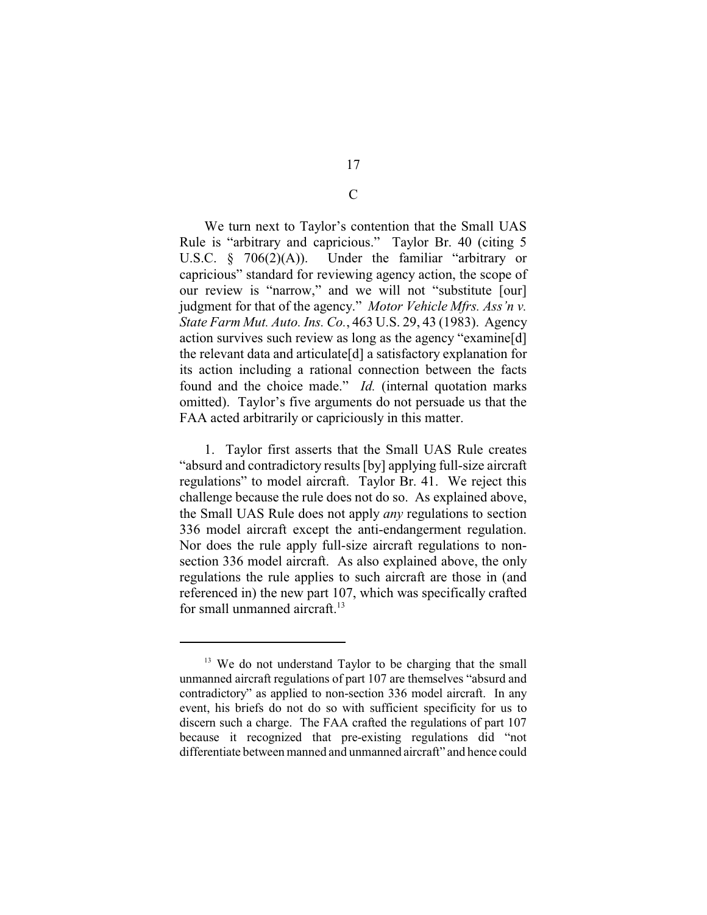## C

We turn next to Taylor's contention that the Small UAS Rule is "arbitrary and capricious." Taylor Br. 40 (citing 5 U.S.C. § 706(2)(A)). Under the familiar "arbitrary or capricious" standard for reviewing agency action, the scope of our review is "narrow," and we will not "substitute [our] judgment for that of the agency." *Motor Vehicle Mfrs. Ass'n v. State Farm Mut. Auto. Ins. Co.*, 463 U.S. 29, 43 (1983). Agency action survives such review as long as the agency "examine[d] the relevant data and articulate[d] a satisfactory explanation for its action including a rational connection between the facts found and the choice made." *Id.* (internal quotation marks omitted). Taylor's five arguments do not persuade us that the FAA acted arbitrarily or capriciously in this matter.

1. Taylor first asserts that the Small UAS Rule creates "absurd and contradictory results [by] applying full-size aircraft regulations" to model aircraft. Taylor Br. 41. We reject this challenge because the rule does not do so. As explained above, the Small UAS Rule does not apply *any* regulations to section 336 model aircraft except the anti-endangerment regulation. Nor does the rule apply full-size aircraft regulations to non-section 336 model aircraft. As also explained above, the only regulations the rule applies to such aircraft are those in (and referenced in) the new part 107, which was specifically crafted for small unmanned aircraft.[13]

---

[13] We do not understand Taylor to be charging that the small unmanned aircraft regulations of part 107 are themselves "absurd and contradictory" as applied to non-section 336 model aircraft. In any event, his briefs do not do so with sufficient specificity for us to discern such a charge. The FAA crafted the regulations of part 107 because it recognized that pre-existing regulations did "not differentiate between manned and unmanned aircraft" and hence could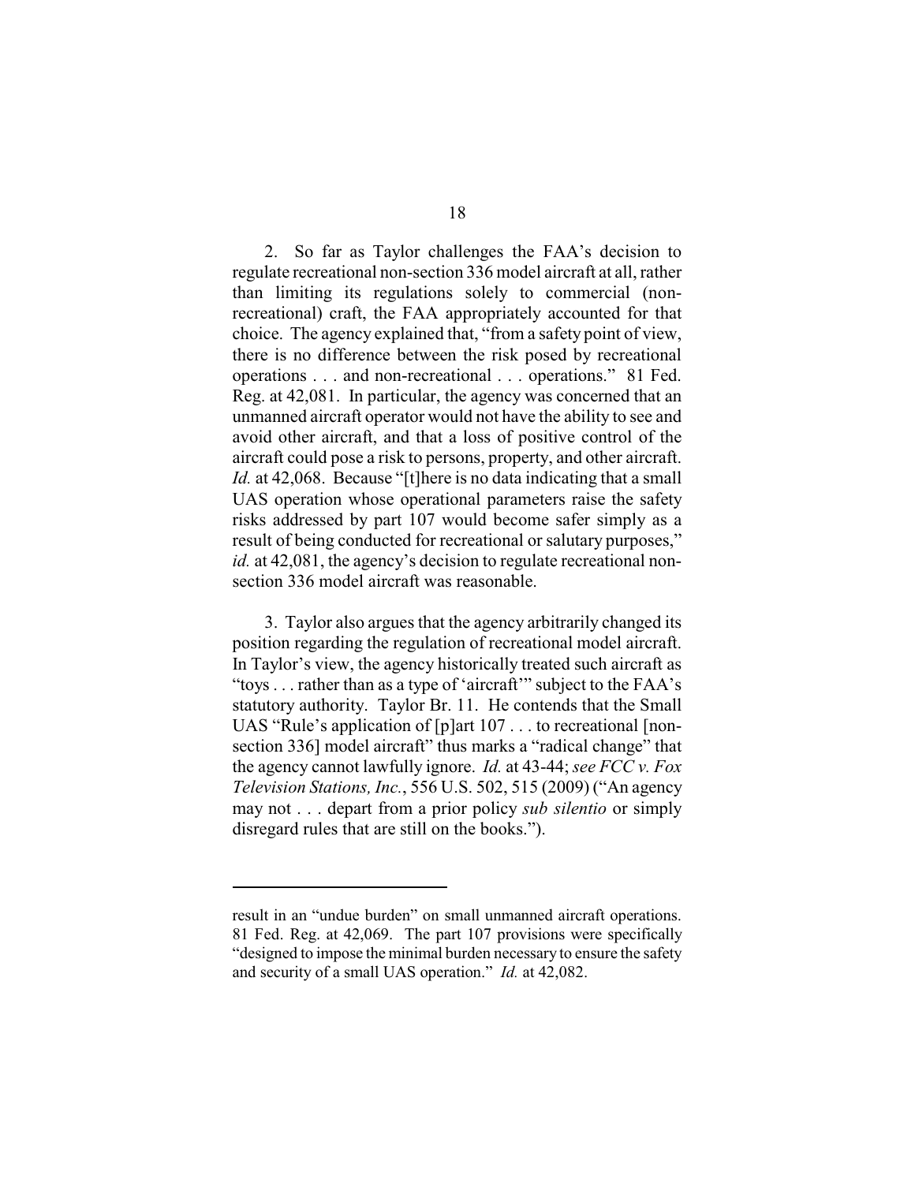2. So far as Taylor challenges the FAA's decision to regulate recreational non-section 336 model aircraft at all, rather than limiting its regulations solely to commercial (non-recreational) craft, the FAA appropriately accounted for that choice. The agency explained that, "from a safety point of view, there is no difference between the risk posed by recreational operations . . . and non-recreational . . . operations." 81 Fed. Reg. at 42,081. In particular, the agency was concerned that an unmanned aircraft operator would not have the ability to see and avoid other aircraft, and that a loss of positive control of the aircraft could pose a risk to persons, property, and other aircraft. *Id.* at 42,068. Because "[t]here is no data indicating that a small UAS operation whose operational parameters raise the safety risks addressed by part 107 would become safer simply as a result of being conducted for recreational or salutary purposes," *id.* at 42,081, the agency's decision to regulate recreational non-section 336 model aircraft was reasonable.

3. Taylor also argues that the agency arbitrarily changed its position regarding the regulation of recreational model aircraft. In Taylor's view, the agency historically treated such aircraft as "toys . . . rather than as a type of 'aircraft'" subject to the FAA's statutory authority. Taylor Br. 11. He contends that the Small UAS "Rule's application of [p]art 107 . . . to recreational [non-section 336] model aircraft" thus marks a "radical change" that the agency cannot lawfully ignore. *Id.* at 43-44; *see FCC v. Fox Television Stations, Inc.*, 556 U.S. 502, 515 (2009) ("An agency may not . . . depart from a prior policy *sub silentio* or simply disregard rules that are still on the books.").

---

result in an "undue burden" on small unmanned aircraft operations. 81 Fed. Reg. at 42,069. The part 107 provisions were specifically "designed to impose the minimal burden necessary to ensure the safety and security of a small UAS operation." *Id.* at 42,082.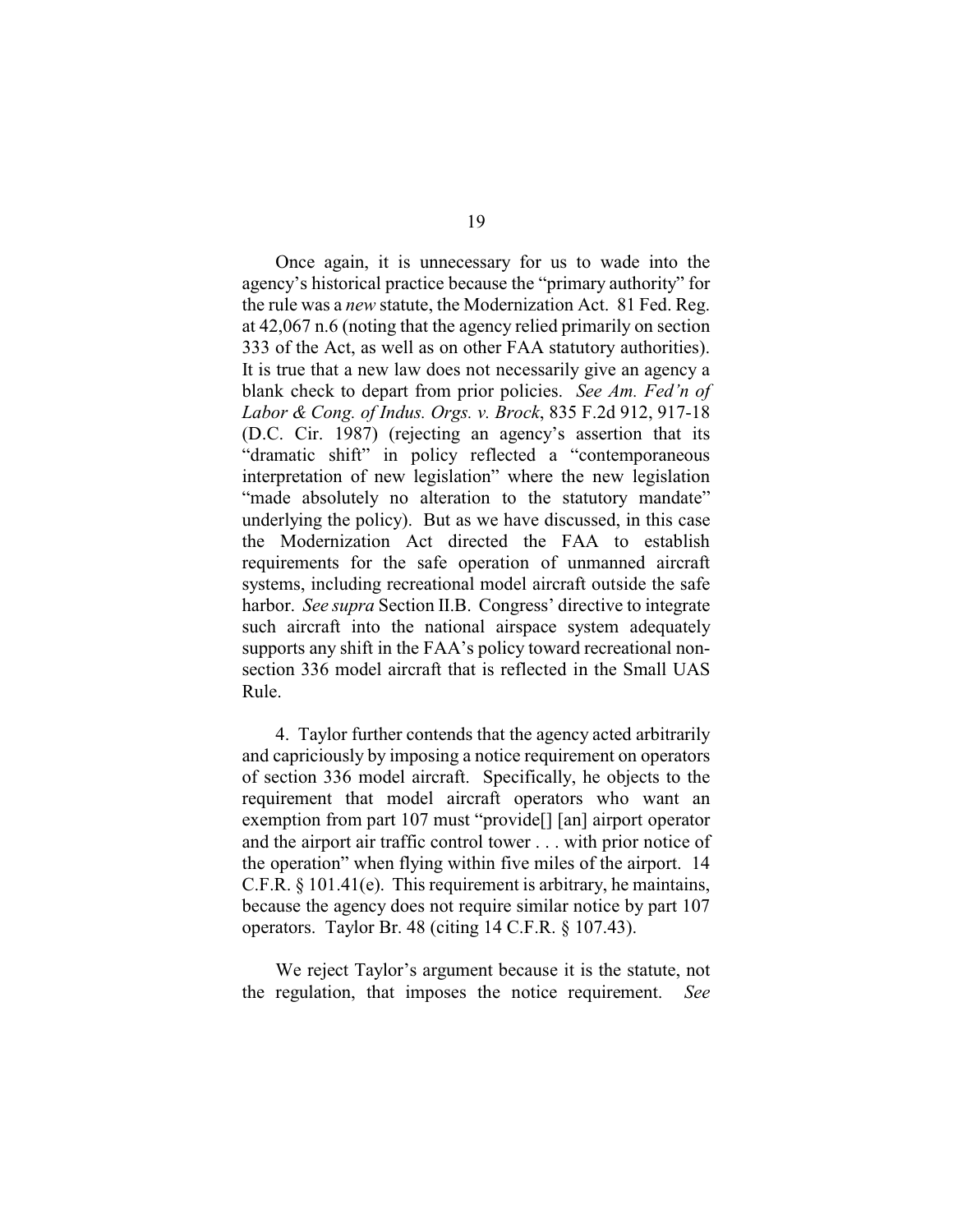Once again, it is unnecessary for us to wade into the agency's historical practice because the "primary authority" for the rule was a *new* statute, the Modernization Act. 81 Fed. Reg. at 42,067 n.6 (noting that the agency relied primarily on section 333 of the Act, as well as on other FAA statutory authorities). It is true that a new law does not necessarily give an agency a blank check to depart from prior policies. *See Am. Fed'n of Labor & Cong. of Indus. Orgs. v. Brock*, 835 F.2d 912, 917-18 (D.C. Cir. 1987) (rejecting an agency's assertion that its "dramatic shift" in policy reflected a "contemporaneous interpretation of new legislation" where the new legislation "made absolutely no alteration to the statutory mandate" underlying the policy). But as we have discussed, in this case the Modernization Act directed the FAA to establish requirements for the safe operation of unmanned aircraft systems, including recreational model aircraft outside the safe harbor. *See supra* Section II.B. Congress' directive to integrate such aircraft into the national airspace system adequately supports any shift in the FAA's policy toward recreational non-section 336 model aircraft that is reflected in the Small UAS Rule.

4. Taylor further contends that the agency acted arbitrarily and capriciously by imposing a notice requirement on operators of section 336 model aircraft. Specifically, he objects to the requirement that model aircraft operators who want an exemption from part 107 must "provide[] [an] airport operator and the airport air traffic control tower . . . with prior notice of the operation" when flying within five miles of the airport. 14 C.F.R. § 101.41(e). This requirement is arbitrary, he maintains, because the agency does not require similar notice by part 107 operators. Taylor Br. 48 (citing 14 C.F.R. § 107.43).

We reject Taylor's argument because it is the statute, not the regulation, that imposes the notice requirement. *See*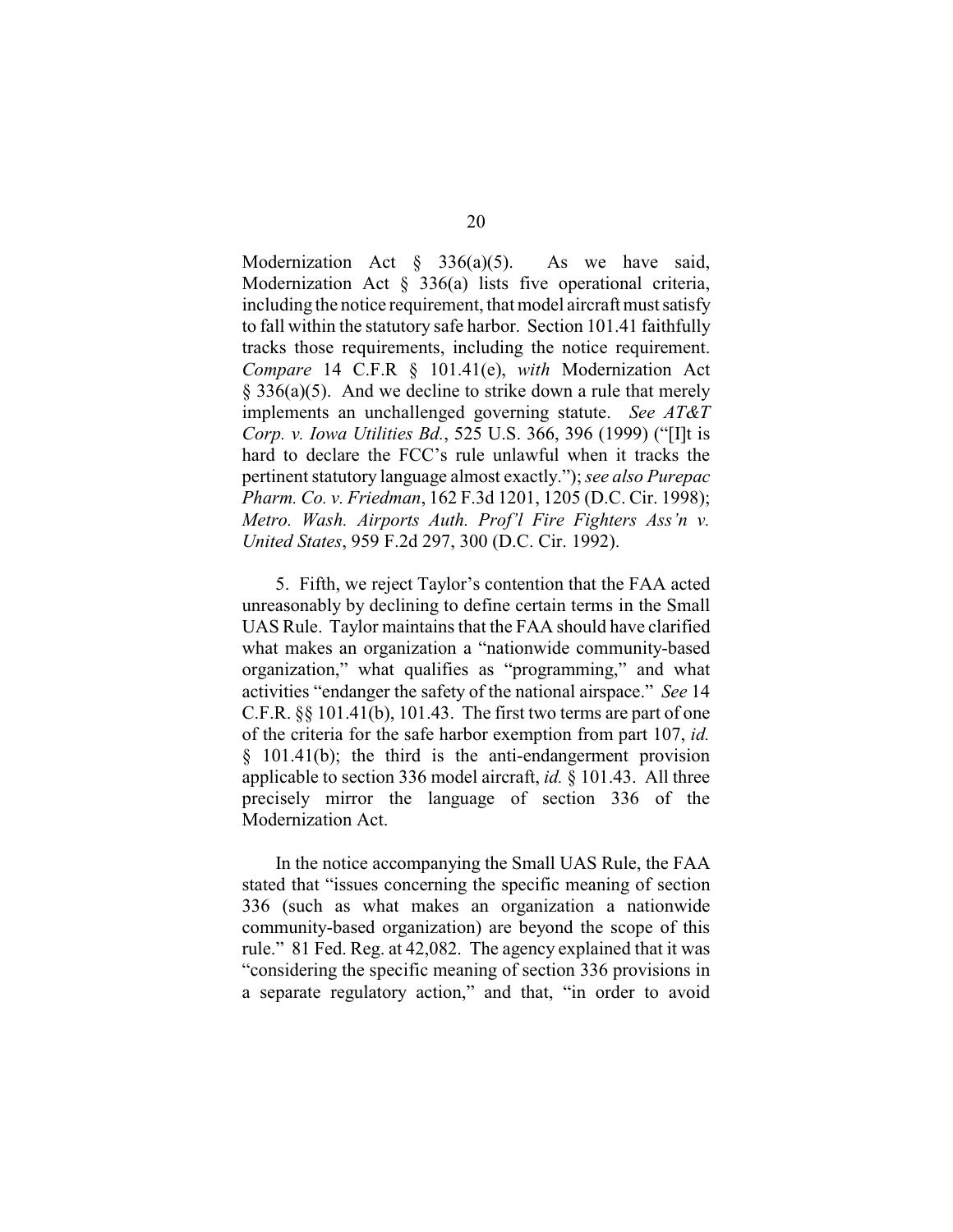Modernization Act § 336(a)(5). As we have said, Modernization Act § 336(a) lists five operational criteria, including the notice requirement, that model aircraft must satisfy to fall within the statutory safe harbor. Section 101.41 faithfully tracks those requirements, including the notice requirement. *Compare* 14 C.F.R § 101.41(e), *with* Modernization Act § 336(a)(5). And we decline to strike down a rule that merely implements an unchallenged governing statute. *See AT&T Corp. v. Iowa Utilities Bd.*, 525 U.S. 366, 396 (1999) ("[I]t is hard to declare the FCC's rule unlawful when it tracks the pertinent statutory language almost exactly."); *see also Purepac Pharm. Co. v. Friedman*, 162 F.3d 1201, 1205 (D.C. Cir. 1998); *Metro. Wash. Airports Auth. Prof'l Fire Fighters Ass'n v. United States*, 959 F.2d 297, 300 (D.C. Cir. 1992).

5. Fifth, we reject Taylor's contention that the FAA acted unreasonably by declining to define certain terms in the Small UAS Rule. Taylor maintains that the FAA should have clarified what makes an organization a "nationwide community-based organization," what qualifies as "programming," and what activities "endanger the safety of the national airspace." *See* 14 C.F.R. §§ 101.41(b), 101.43. The first two terms are part of one of the criteria for the safe harbor exemption from part 107, *id.* § 101.41(b); the third is the anti-endangerment provision applicable to section 336 model aircraft, *id.* § 101.43. All three precisely mirror the language of section 336 of the Modernization Act.

In the notice accompanying the Small UAS Rule, the FAA stated that "issues concerning the specific meaning of section 336 (such as what makes an organization a nationwide community-based organization) are beyond the scope of this rule." 81 Fed. Reg. at 42,082. The agency explained that it was "considering the specific meaning of section 336 provisions in a separate regulatory action," and that, "in order to avoid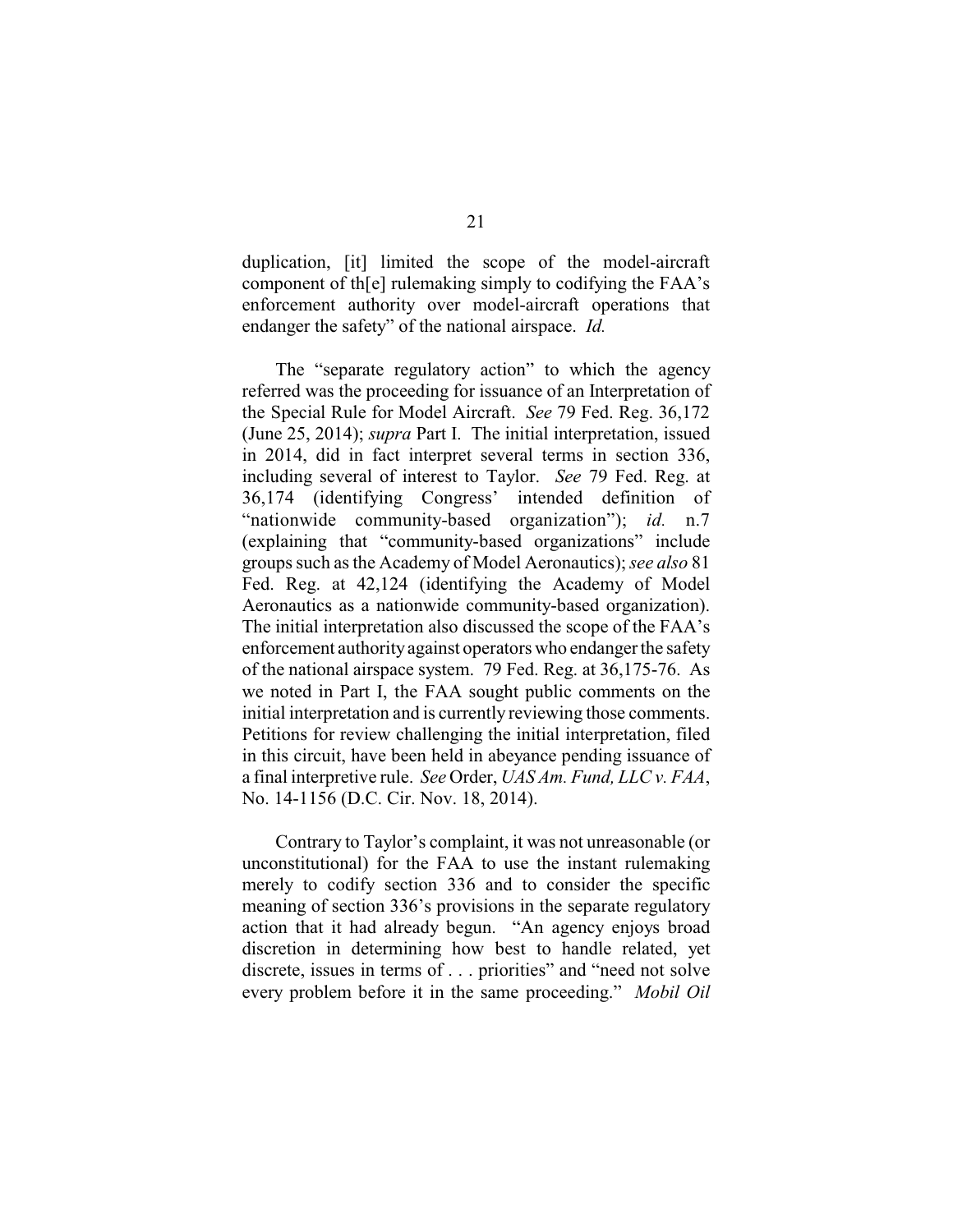duplication, [it] limited the scope of the model-aircraft component of th[e] rulemaking simply to codifying the FAA's enforcement authority over model-aircraft operations that endanger the safety" of the national airspace. *Id.*

The "separate regulatory action" to which the agency referred was the proceeding for issuance of an Interpretation of the Special Rule for Model Aircraft. *See* 79 Fed. Reg. 36,172 (June 25, 2014); *supra* Part I. The initial interpretation, issued in 2014, did in fact interpret several terms in section 336, including several of interest to Taylor. *See* 79 Fed. Reg. at 36,174 (identifying Congress' intended definition of "nationwide community-based organization"); *id.* n.7 (explaining that "community-based organizations" include groups such as the Academy of Model Aeronautics); *see also* 81 Fed. Reg. at 42,124 (identifying the Academy of Model Aeronautics as a nationwide community-based organization). The initial interpretation also discussed the scope of the FAA's enforcement authority against operators who endanger the safety of the national airspace system. 79 Fed. Reg. at 36,175-76. As we noted in Part I, the FAA sought public comments on the initial interpretation and is currently reviewing those comments. Petitions for review challenging the initial interpretation, filed in this circuit, have been held in abeyance pending issuance of a final interpretive rule. *See* Order, *UAS Am. Fund, LLC v. FAA*, No. 14-1156 (D.C. Cir. Nov. 18, 2014).

Contrary to Taylor's complaint, it was not unreasonable (or unconstitutional) for the FAA to use the instant rulemaking merely to codify section 336 and to consider the specific meaning of section 336's provisions in the separate regulatory action that it had already begun. "An agency enjoys broad discretion in determining how best to handle related, yet discrete, issues in terms of . . . priorities" and "need not solve every problem before it in the same proceeding." *Mobil Oil*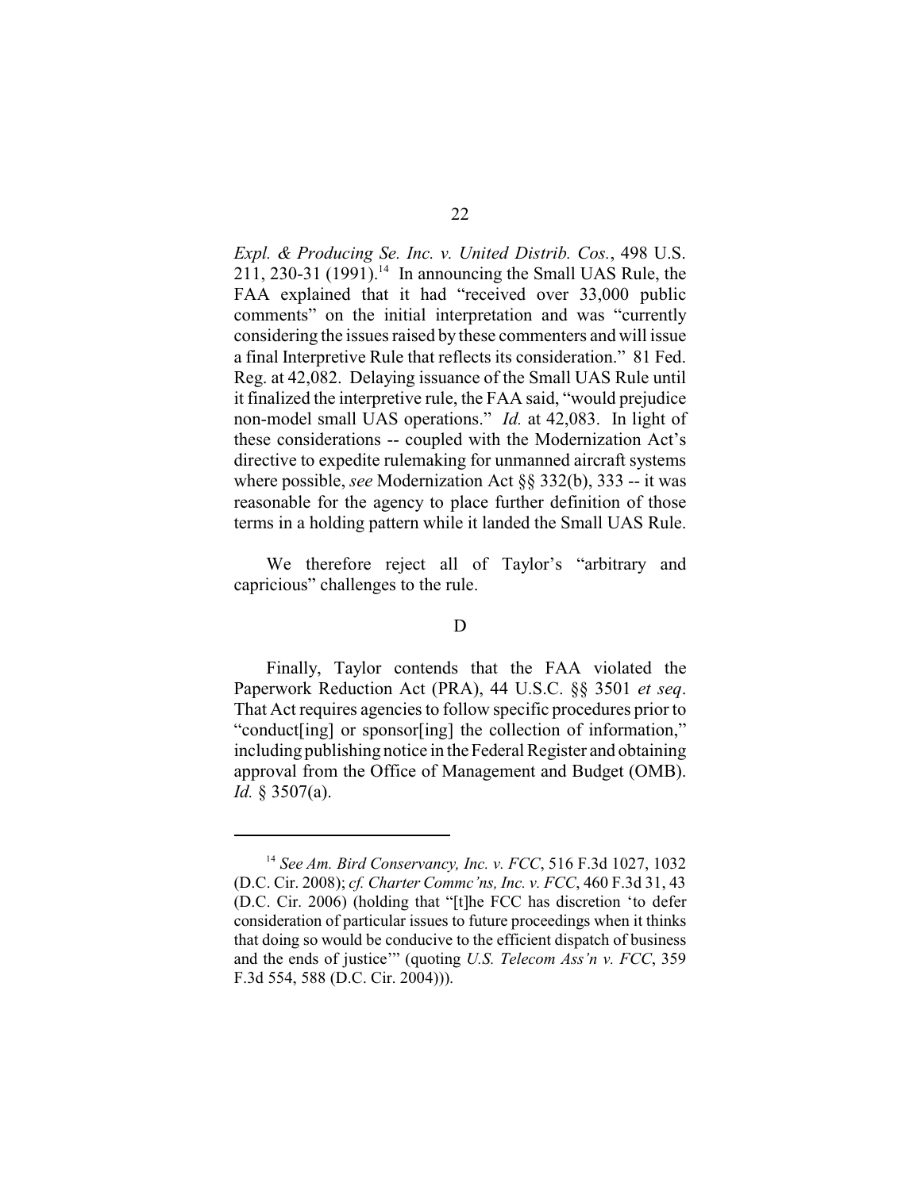*Expl. & Producing Se. Inc. v. United Distrib. Cos.*, 498 U.S. 211, 230-31 (1991).[14] In announcing the Small UAS Rule, the FAA explained that it had "received over 33,000 public comments" on the initial interpretation and was "currently considering the issues raised by these commenters and will issue a final Interpretive Rule that reflects its consideration." 81 Fed. Reg. at 42,082. Delaying issuance of the Small UAS Rule until it finalized the interpretive rule, the FAA said, "would prejudice non-model small UAS operations." *Id.* at 42,083. In light of these considerations -- coupled with the Modernization Act's directive to expedite rulemaking for unmanned aircraft systems where possible, *see* Modernization Act §§ 332(b), 333 -- it was reasonable for the agency to place further definition of those terms in a holding pattern while it landed the Small UAS Rule.

We therefore reject all of Taylor's "arbitrary and capricious" challenges to the rule.

D

Finally, Taylor contends that the FAA violated the Paperwork Reduction Act (PRA), 44 U.S.C. §§ 3501 *et seq*. That Act requires agencies to follow specific procedures prior to "conduct[ing] or sponsor[ing] the collection of information," including publishing notice in the Federal Register and obtaining approval from the Office of Management and Budget (OMB). *Id.* § 3507(a).

---

[14] *See Am. Bird Conservancy, Inc. v. FCC*, 516 F.3d 1027, 1032 (D.C. Cir. 2008); *cf. Charter Commc'ns, Inc. v. FCC*, 460 F.3d 31, 43 (D.C. Cir. 2006) (holding that "[t]he FCC has discretion 'to defer consideration of particular issues to future proceedings when it thinks that doing so would be conducive to the efficient dispatch of business and the ends of justice'" (quoting *U.S. Telecom Ass'n v. FCC*, 359 F.3d 554, 588 (D.C. Cir. 2004))).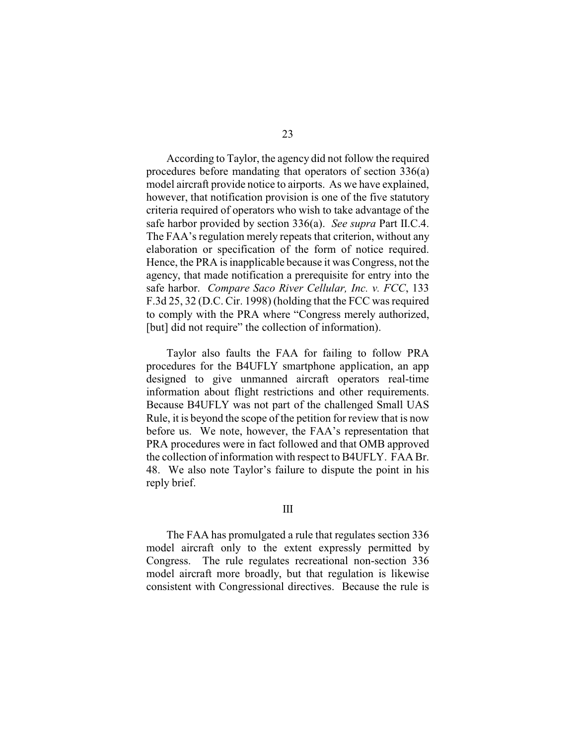According to Taylor, the agency did not follow the required procedures before mandating that operators of section 336(a) model aircraft provide notice to airports. As we have explained, however, that notification provision is one of the five statutory criteria required of operators who wish to take advantage of the safe harbor provided by section 336(a). *See supra* Part II.C.4. The FAA's regulation merely repeats that criterion, without any elaboration or specification of the form of notice required. Hence, the PRA is inapplicable because it was Congress, not the agency, that made notification a prerequisite for entry into the safe harbor. *Compare Saco River Cellular, Inc. v. FCC*, 133 F.3d 25, 32 (D.C. Cir. 1998) (holding that the FCC was required to comply with the PRA where "Congress merely authorized, [but] did not require" the collection of information).

Taylor also faults the FAA for failing to follow PRA procedures for the B4UFLY smartphone application, an app designed to give unmanned aircraft operators real-time information about flight restrictions and other requirements. Because B4UFLY was not part of the challenged Small UAS Rule, it is beyond the scope of the petition for review that is now before us. We note, however, the FAA's representation that PRA procedures were in fact followed and that OMB approved the collection of information with respect to B4UFLY. FAA Br. 48. We also note Taylor's failure to dispute the point in his reply brief.

## III

The FAA has promulgated a rule that regulates section 336 model aircraft only to the extent expressly permitted by Congress. The rule regulates recreational non-section 336 model aircraft more broadly, but that regulation is likewise consistent with Congressional directives. Because the rule is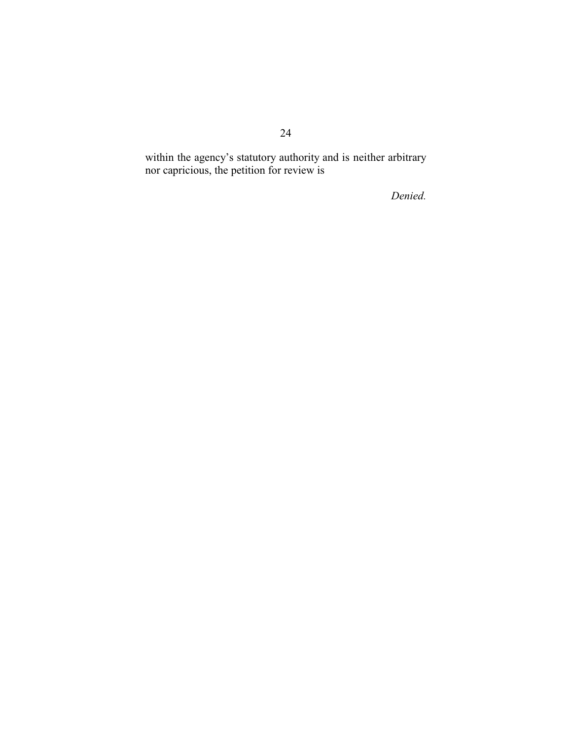within the agency's statutory authority and is neither arbitrary nor capricious, the petition for review is

*Denied.*